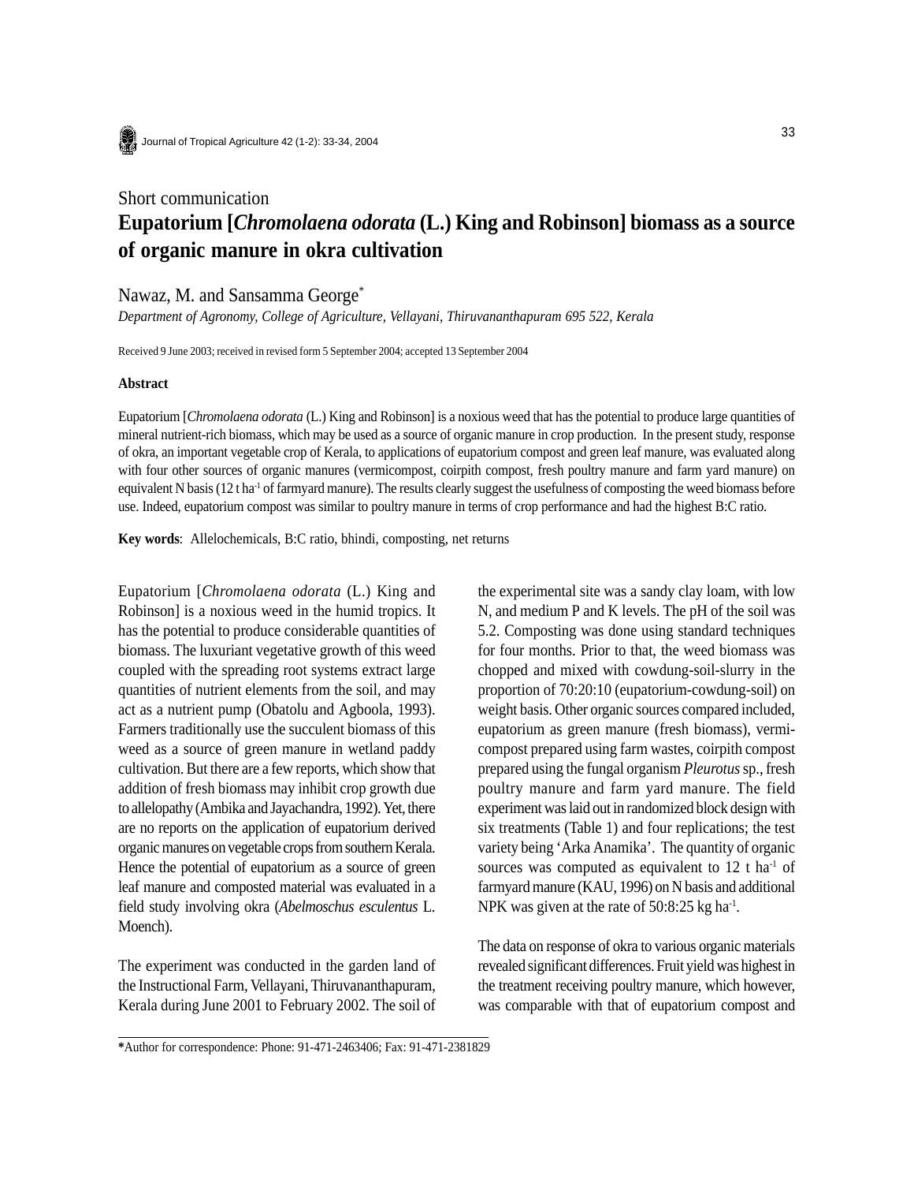Short communication

# Eupatorium [*Chromolaena odorata* (L.) King and Robinson] biomass as a source of organic manure in okra cultivation

Nawaz, M. and Sansamma George*

*Department of Agronomy, College of Agriculture, Vellayani, Thiruvananthapuram 695 522, Kerala*

Received 9 June 2003; received in revised form 5 September 2004; accepted 13 September 2004

#### Abstract

Eupatorium [*Chromolaena odorata* (L.) King and Robinson] is a noxious weed that has the potential to produce large quantities of mineral nutrient-rich biomass, which may be used as a source of organic manure in crop production. In the present study, response of okra, an important vegetable crop of Kerala, to applications of eupatorium compost and green leaf manure, was evaluated along with four other sources of organic manures (vermicompost, coirpith compost, fresh poultry manure and farm yard manure) on equivalent N basis (12 t ha$^{-1}$ of farmyard manure). The results clearly suggest the usefulness of composting the weed biomass before use. Indeed, eupatorium compost was similar to poultry manure in terms of crop performance and had the highest B:C ratio.

**Key words**: Allelochemicals, B:C ratio, bhindi, composting, net returns

Eupatorium [*Chromolaena odorata* (L.) King and Robinson] is a noxious weed in the humid tropics. It has the potential to produce considerable quantities of biomass. The luxuriant vegetative growth of this weed coupled with the spreading root systems extract large quantities of nutrient elements from the soil, and may act as a nutrient pump (Obatolu and Agboola, 1993). Farmers traditionally use the succulent biomass of this weed as a source of green manure in wetland paddy cultivation. But there are a few reports, which show that addition of fresh biomass may inhibit crop growth due to allelopathy (Ambika and Jayachandra, 1992). Yet, there are no reports on the application of eupatorium derived organic manures on vegetable crops from southern Kerala. Hence the potential of eupatorium as a source of green leaf manure and composted material was evaluated in a field study involving okra (*Abelmoschus esculentus* L. Moench).

The experiment was conducted in the garden land of the Instructional Farm, Vellayani, Thiruvananthapuram, Kerala during June 2001 to February 2002. The soil of the experimental site was a sandy clay loam, with low N, and medium P and K levels. The pH of the soil was 5.2. Composting was done using standard techniques for four months. Prior to that, the weed biomass was chopped and mixed with cowdung-soil-slurry in the proportion of 70:20:10 (eupatorium-cowdung-soil) on weight basis. Other organic sources compared included, eupatorium as green manure (fresh biomass), vermicompost prepared using farm wastes, coirpith compost prepared using the fungal organism *Pleurotus* sp., fresh poultry manure and farm yard manure. The field experiment was laid out in randomized block design with six treatments (Table 1) and four replications; the test variety being 'Arka Anamika'. The quantity of organic sources was computed as equivalent to 12 t ha$^{-1}$ of farmyard manure (KAU, 1996) on N basis and additional NPK was given at the rate of 50:8:25 kg ha$^{-1}$.

The data on response of okra to various organic materials revealed significant differences. Fruit yield was highest in the treatment receiving poultry manure, which however, was comparable with that of eupatorium compost and

*Author for correspondence: Phone: 91-471-2463406; Fax: 91-471-2381829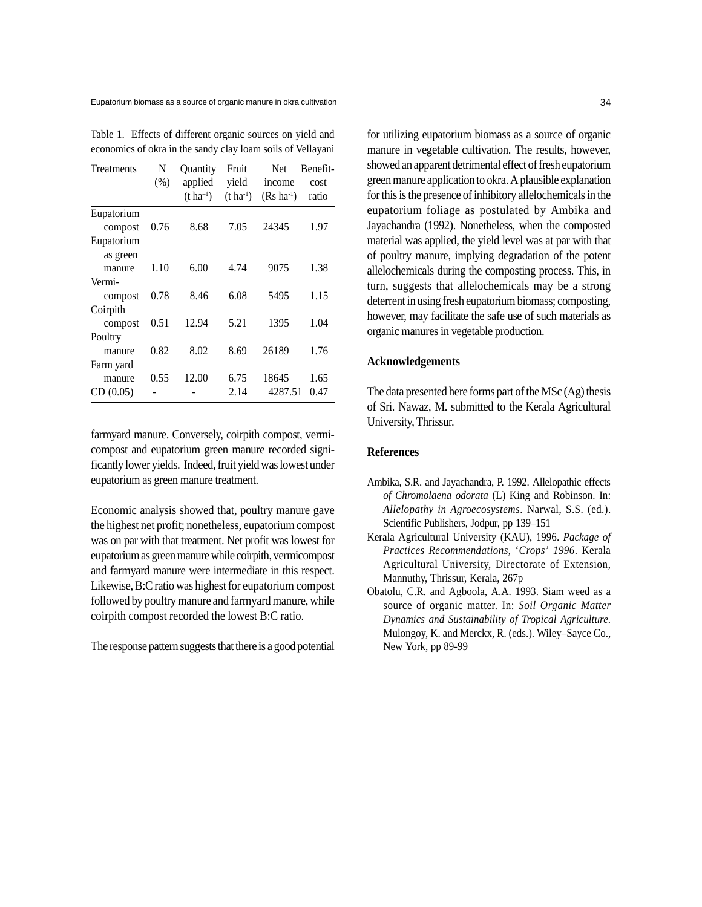Table 1. Effects of different organic sources on yield and economics of okra in the sandy clay loam soils of Vellayani

| Treatments | N (%) | Quantity applied (t ha$^{-1}$) | Fruit yield (t ha$^{-1}$) | Net income (Rs ha$^{-1}$) | Benefit-cost ratio |
|---|---|---|---|---|---|
| Eupatorium compost | 0.76 | 8.68 | 7.05 | 24345 | 1.97 |
| Eupatorium as green manure | 1.10 | 6.00 | 4.74 | 9075 | 1.38 |
| Vermi-compost | 0.78 | 8.46 | 6.08 | 5495 | 1.15 |
| Coirpith compost | 0.51 | 12.94 | 5.21 | 1395 | 1.04 |
| Poultry manure | 0.82 | 8.02 | 8.69 | 26189 | 1.76 |
| Farm yard manure | 0.55 | 12.00 | 6.75 | 18645 | 1.65 |
| CD (0.05) | - | - | 2.14 | 4287.51 | 0.47 |

farmyard manure. Conversely, coirpith compost, vermicompost and eupatorium green manure recorded significantly lower yields. Indeed, fruit yield was lowest under eupatorium as green manure treatment.

Economic analysis showed that, poultry manure gave the highest net profit; nonetheless, eupatorium compost was on par with that treatment. Net profit was lowest for eupatorium as green manure while coirpith, vermicompost and farmyard manure were intermediate in this respect. Likewise, B:C ratio was highest for eupatorium compost followed by poultry manure and farmyard manure, while coirpith compost recorded the lowest B:C ratio.

The response pattern suggests that there is a good potential for utilizing eupatorium biomass as a source of organic manure in vegetable cultivation. The results, however, showed an apparent detrimental effect of fresh eupatorium green manure application to okra. A plausible explanation for this is the presence of inhibitory allelochemicals in the eupatorium foliage as postulated by Ambika and Jayachandra (1992). Nonetheless, when the composted material was applied, the yield level was at par with that of poultry manure, implying degradation of the potent allelochemicals during the composting process. This, in turn, suggests that allelochemicals may be a strong deterrent in using fresh eupatorium biomass; composting, however, may facilitate the safe use of such materials as organic manures in vegetable production.

## Acknowledgements

The data presented here forms part of the MSc (Ag) thesis of Sri. Nawaz, M. submitted to the Kerala Agricultural University, Thrissur.

## References

Ambika, S.R. and Jayachandra, P. 1992. Allelopathic effects *of Chromolaena odorata* (L) King and Robinson. In: *Allelopathy in Agroecosystems*. Narwal, S.S. (ed.). Scientific Publishers, Jodpur, pp 139–151

Kerala Agricultural University (KAU), 1996. *Package of Practices Recommendations, 'Crops' 1996*. Kerala Agricultural University, Directorate of Extension, Mannuthy, Thrissur, Kerala, 267p

Obatolu, C.R. and Agboola, A.A. 1993. Siam weed as a source of organic matter. In: *Soil Organic Matter Dynamics and Sustainability of Tropical Agriculture*. Mulongoy, K. and Merckx, R. (eds.). Wiley–Sayce Co., New York, pp 89-99